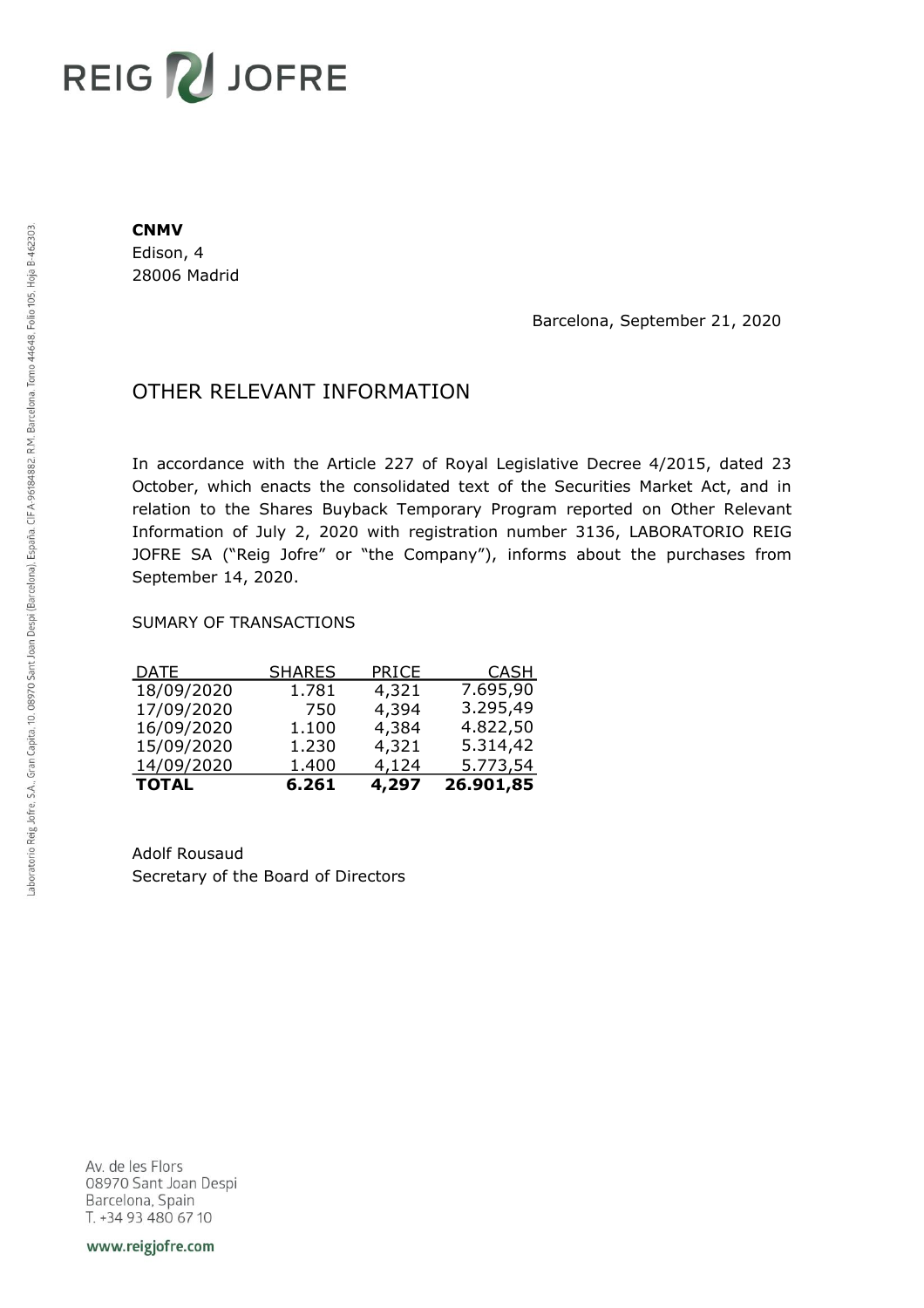# REIG JOFRE

**CNMV**
Edison, 4
28006 Madrid

Barcelona, September 21, 2020

## OTHER RELEVANT INFORMATION

In accordance with the Article 227 of Royal Legislative Decree 4/2015, dated 23 October, which enacts the consolidated text of the Securities Market Act, and in relation to the Shares Buyback Temporary Program reported on Other Relevant Information of July 2, 2020 with registration number 3136, LABORATORIO REIG JOFRE SA ("Reig Jofre" or "the Company"), informs about the purchases from September 14, 2020.

SUMARY OF TRANSACTIONS

| DATE | SHARES | PRICE | CASH |
|---|---|---|---|
| 18/09/2020 | 1.781 | 4,321 | 7.695,90 |
| 17/09/2020 | 750 | 4,394 | 3.295,49 |
| 16/09/2020 | 1.100 | 4,384 | 4.822,50 |
| 15/09/2020 | 1.230 | 4,321 | 5.314,42 |
| 14/09/2020 | 1.400 | 4,124 | 5.773,54 |
| **TOTAL** | **6.261** | **4,297** | **26.901,85** |

Adolf Rousaud
Secretary of the Board of Directors

Laboratorio Reig Jofre, S.A., Gran Capita, 10, 08970 Sant Joan Despi (Barcelona), España. CIF A-96184882. R.M. Barcelona, Tomo 44648, Folio 105, Hoja B-462303.

Av. de les Flors
08970 Sant Joan Despi
Barcelona, Spain
T. +34 93 480 67 10

www.reigjofre.com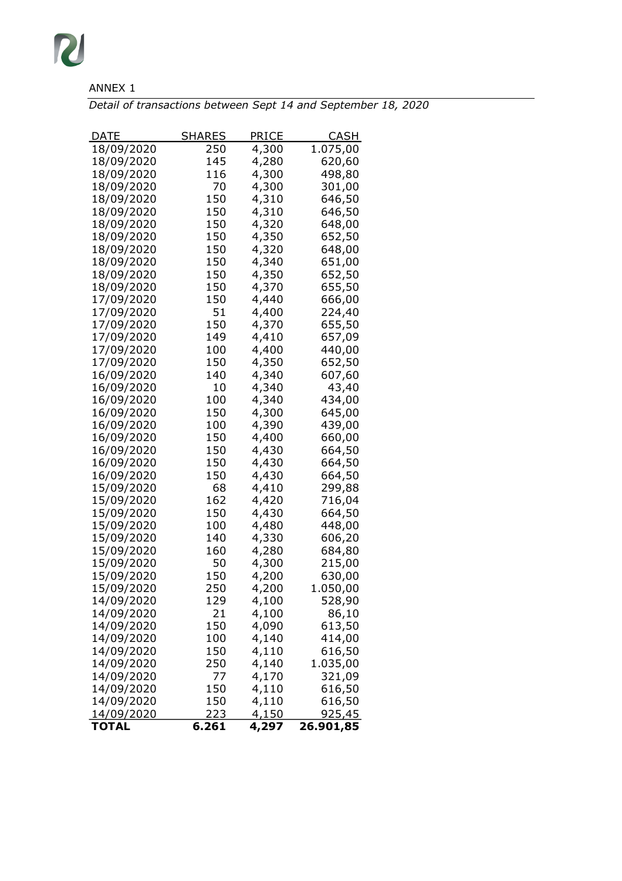ANNEX 1

*Detail of transactions between Sept 14 and September 18, 2020*

| DATE | SHARES | PRICE | CASH |
|---|---|---|---|
| 18/09/2020 | 250 | 4,300 | 1.075,00 |
| 18/09/2020 | 145 | 4,280 | 620,60 |
| 18/09/2020 | 116 | 4,300 | 498,80 |
| 18/09/2020 | 70 | 4,300 | 301,00 |
| 18/09/2020 | 150 | 4,310 | 646,50 |
| 18/09/2020 | 150 | 4,310 | 646,50 |
| 18/09/2020 | 150 | 4,320 | 648,00 |
| 18/09/2020 | 150 | 4,350 | 652,50 |
| 18/09/2020 | 150 | 4,320 | 648,00 |
| 18/09/2020 | 150 | 4,340 | 651,00 |
| 18/09/2020 | 150 | 4,350 | 652,50 |
| 18/09/2020 | 150 | 4,370 | 655,50 |
| 17/09/2020 | 150 | 4,440 | 666,00 |
| 17/09/2020 | 51 | 4,400 | 224,40 |
| 17/09/2020 | 150 | 4,370 | 655,50 |
| 17/09/2020 | 149 | 4,410 | 657,09 |
| 17/09/2020 | 100 | 4,400 | 440,00 |
| 17/09/2020 | 150 | 4,350 | 652,50 |
| 16/09/2020 | 140 | 4,340 | 607,60 |
| 16/09/2020 | 10 | 4,340 | 43,40 |
| 16/09/2020 | 100 | 4,340 | 434,00 |
| 16/09/2020 | 150 | 4,300 | 645,00 |
| 16/09/2020 | 100 | 4,390 | 439,00 |
| 16/09/2020 | 150 | 4,400 | 660,00 |
| 16/09/2020 | 150 | 4,430 | 664,50 |
| 16/09/2020 | 150 | 4,430 | 664,50 |
| 16/09/2020 | 150 | 4,430 | 664,50 |
| 15/09/2020 | 68 | 4,410 | 299,88 |
| 15/09/2020 | 162 | 4,420 | 716,04 |
| 15/09/2020 | 150 | 4,430 | 664,50 |
| 15/09/2020 | 100 | 4,480 | 448,00 |
| 15/09/2020 | 140 | 4,330 | 606,20 |
| 15/09/2020 | 160 | 4,280 | 684,80 |
| 15/09/2020 | 50 | 4,300 | 215,00 |
| 15/09/2020 | 150 | 4,200 | 630,00 |
| 15/09/2020 | 250 | 4,200 | 1.050,00 |
| 14/09/2020 | 129 | 4,100 | 528,90 |
| 14/09/2020 | 21 | 4,100 | 86,10 |
| 14/09/2020 | 150 | 4,090 | 613,50 |
| 14/09/2020 | 100 | 4,140 | 414,00 |
| 14/09/2020 | 150 | 4,110 | 616,50 |
| 14/09/2020 | 250 | 4,140 | 1.035,00 |
| 14/09/2020 | 77 | 4,170 | 321,09 |
| 14/09/2020 | 150 | 4,110 | 616,50 |
| 14/09/2020 | 150 | 4,110 | 616,50 |
| 14/09/2020 | 223 | 4,150 | 925,45 |
| **TOTAL** | **6.261** | **4,297** | **26.901,85** |